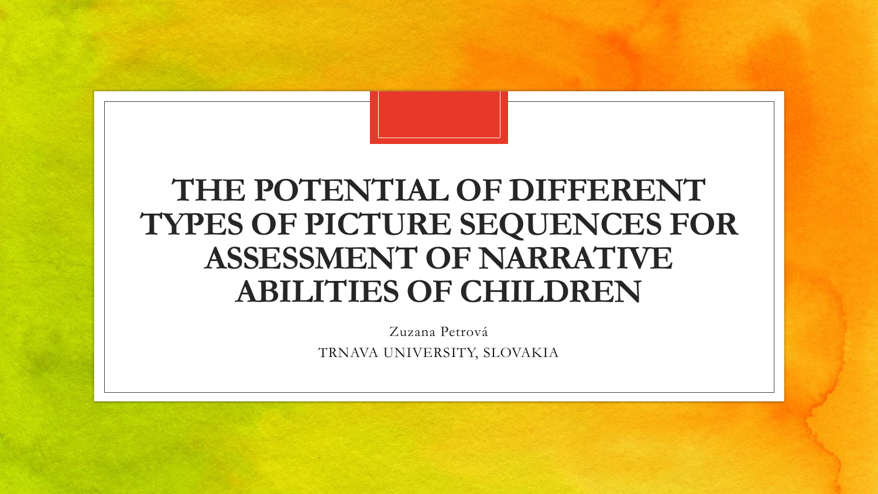# THE POTENTIAL OF DIFFERENT TYPES OF PICTURE SEQUENCES FOR ASSESSMENT OF NARRATIVE ABILITIES OF CHILDREN

Zuzana Petrová

TRNAVA UNIVERSITY, SLOVAKIA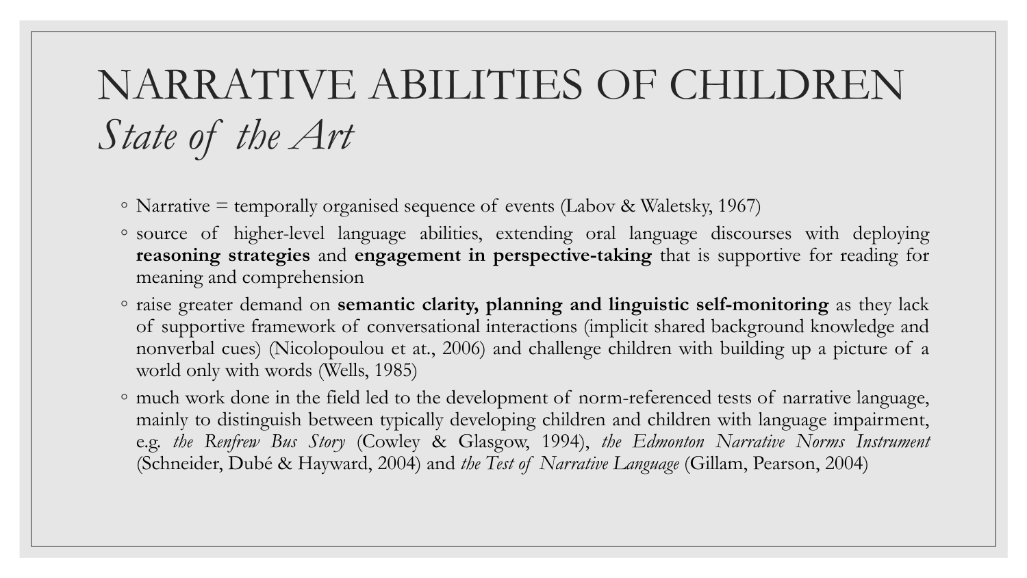# NARRATIVE ABILITIES OF CHILDREN
*State of the Art*

- Narrative = temporally organised sequence of events (Labov & Waletsky, 1967)
- source of higher-level language abilities, extending oral language discourses with deploying **reasoning strategies** and **engagement in perspective-taking** that is supportive for reading for meaning and comprehension
- raise greater demand on **semantic clarity, planning and linguistic self-monitoring** as they lack of supportive framework of conversational interactions (implicit shared background knowledge and nonverbal cues) (Nicolopoulou et at., 2006) and challenge children with building up a picture of a world only with words (Wells, 1985)
- much work done in the field led to the development of norm-referenced tests of narrative language, mainly to distinguish between typically developing children and children with language impairment, e.g. *the Renfrew Bus Story* (Cowley & Glasgow, 1994), *the Edmonton Narrative Norms Instrument* (Schneider, Dubé & Hayward, 2004) and *the Test of Narrative Language* (Gillam, Pearson, 2004)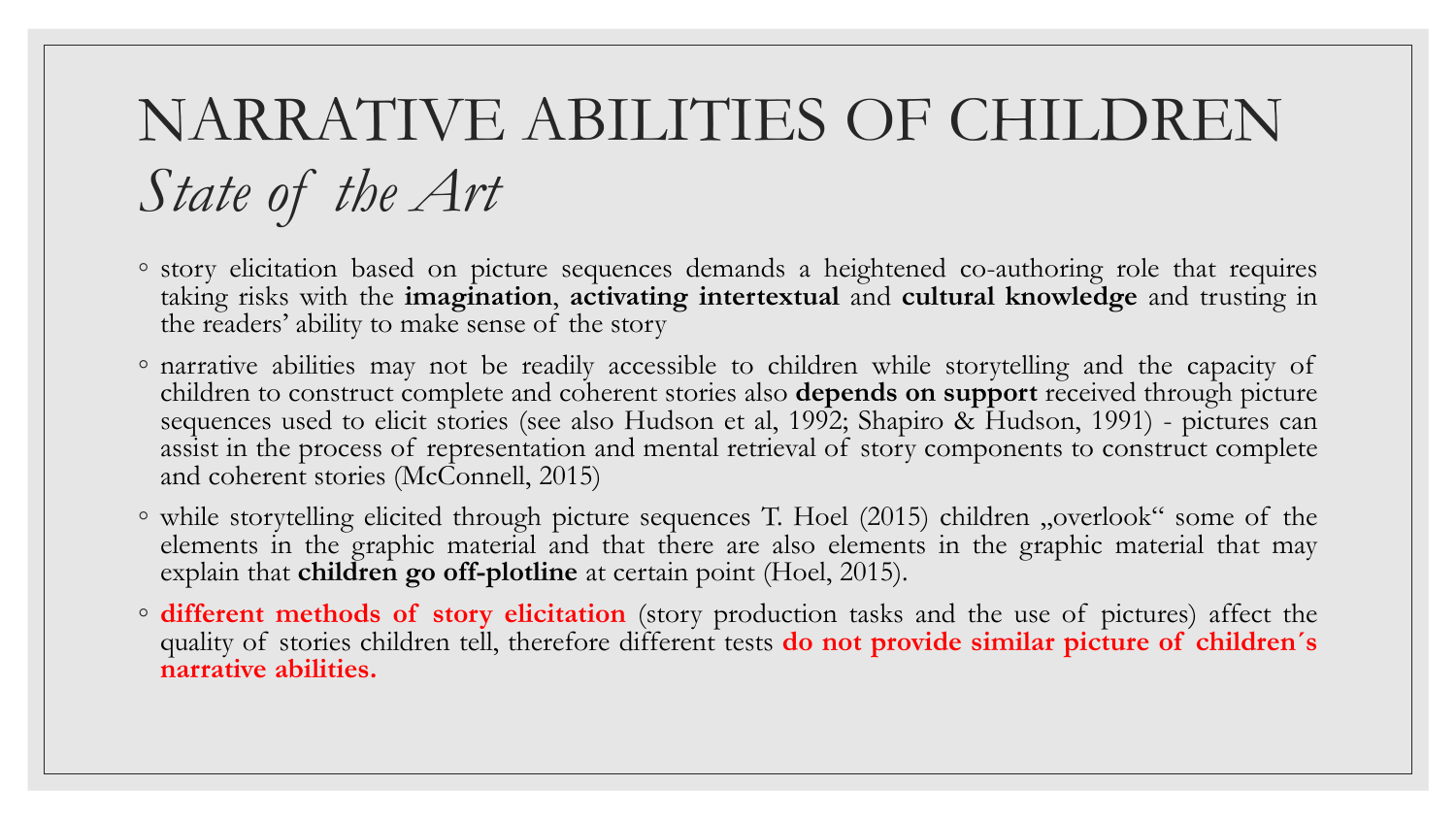# NARRATIVE ABILITIES OF CHILDREN

## *State of the Art*

- story elicitation based on picture sequences demands a heightened co-authoring role that requires taking risks with the **imagination**, **activating intertextual** and **cultural knowledge** and trusting in the readers' ability to make sense of the story
- narrative abilities may not be readily accessible to children while storytelling and the capacity of children to construct complete and coherent stories also **depends on support** received through picture sequences used to elicit stories (see also Hudson et al, 1992; Shapiro & Hudson, 1991) - pictures can assist in the process of representation and mental retrieval of story components to construct complete and coherent stories (McConnell, 2015)
- while storytelling elicited through picture sequences T. Hoel (2015) children „overlook" some of the elements in the graphic material and that there are also elements in the graphic material that may explain that **children go off-plotline** at certain point (Hoel, 2015).
- **different methods of story elicitation** (story production tasks and the use of pictures) affect the quality of stories children tell, therefore different tests **do not provide similar picture of children´s narrative abilities.**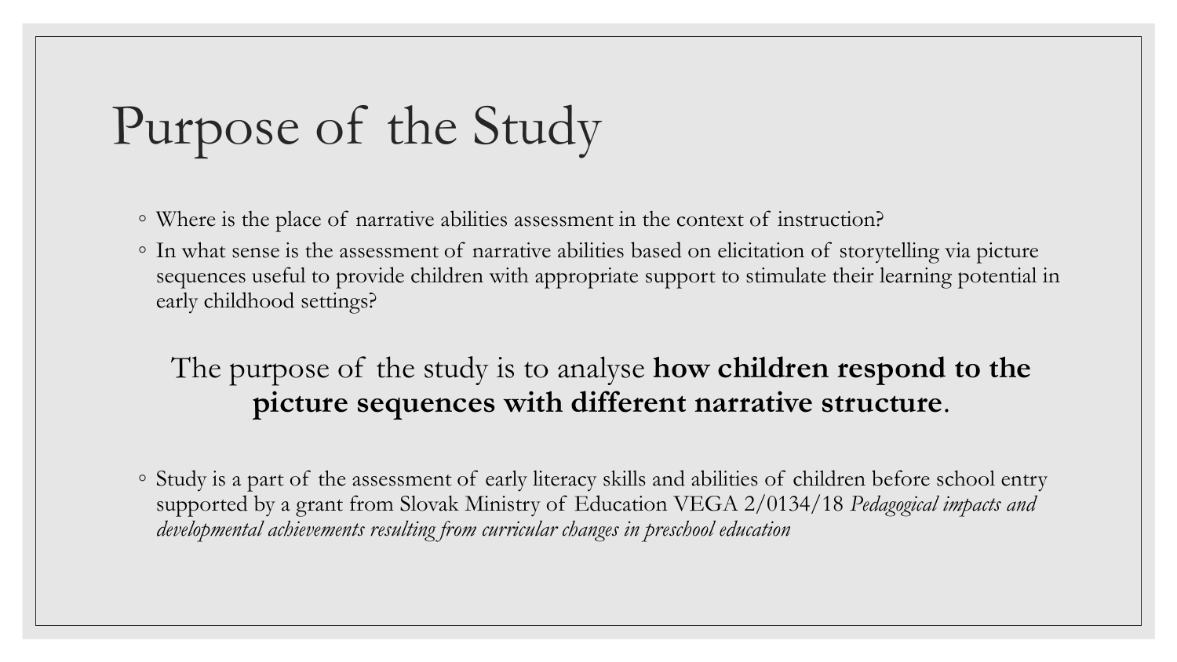# Purpose of the Study

- Where is the place of narrative abilities assessment in the context of instruction?
- In what sense is the assessment of narrative abilities based on elicitation of storytelling via picture sequences useful to provide children with appropriate support to stimulate their learning potential in early childhood settings?

The purpose of the study is to analyse **how children respond to the picture sequences with different narrative structure**.

- Study is a part of the assessment of early literacy skills and abilities of children before school entry supported by a grant from Slovak Ministry of Education VEGA 2/0134/18 *Pedagogical impacts and developmental achievements resulting from curricular changes in preschool education*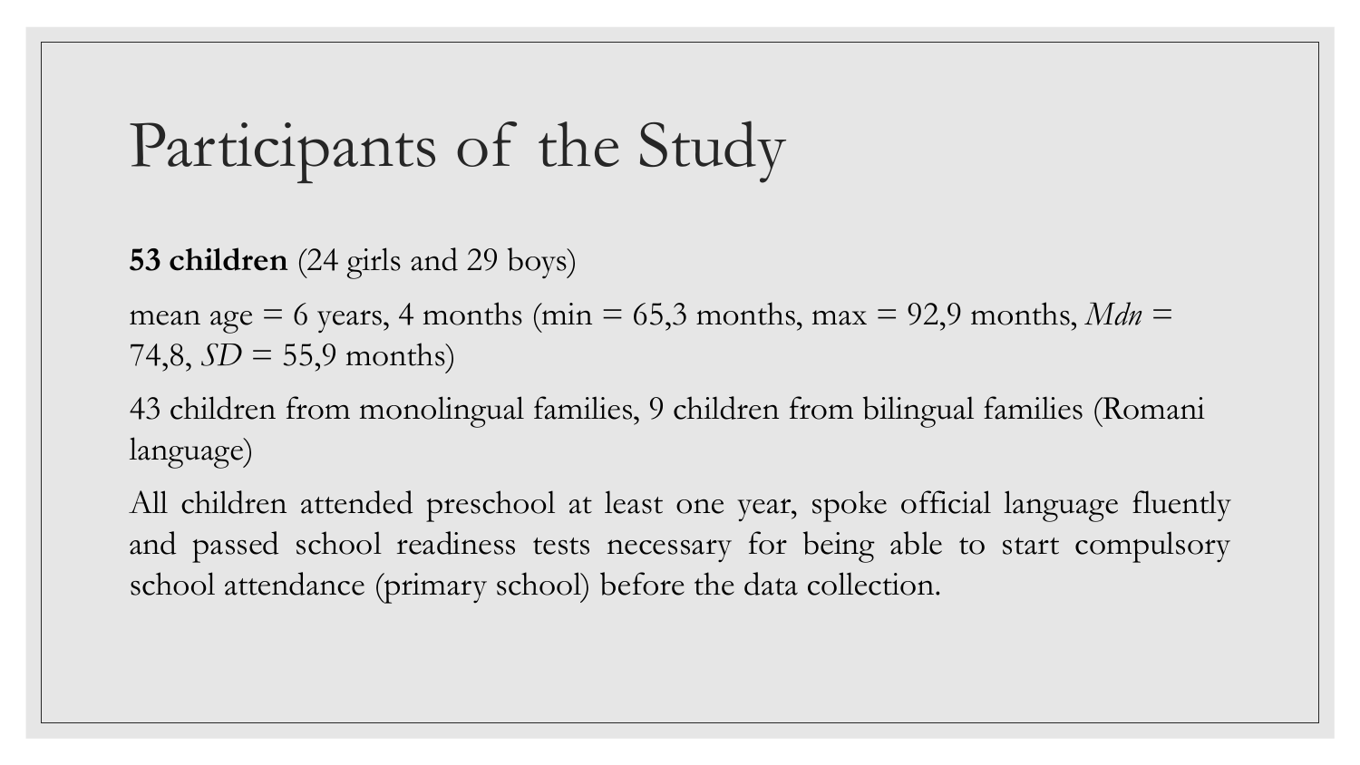# Participants of the Study

**53 children** (24 girls and 29 boys)

mean age = 6 years, 4 months (min = 65,3 months, max = 92,9 months, *Mdn* = 74,8, *SD* = 55,9 months)

43 children from monolingual families, 9 children from bilingual families (Romani language)

All children attended preschool at least one year, spoke official language fluently and passed school readiness tests necessary for being able to start compulsory school attendance (primary school) before the data collection.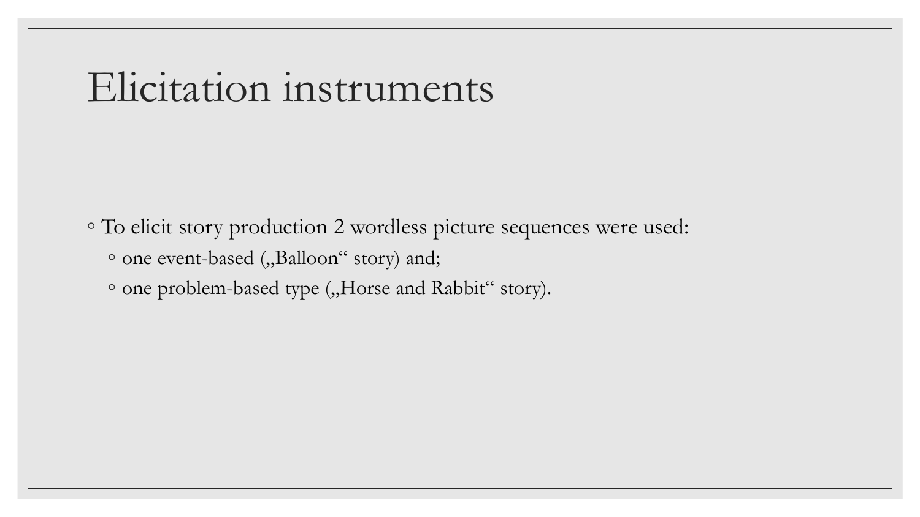# Elicitation instruments

- To elicit story production 2 wordless picture sequences were used:
  - one event-based („Balloon“ story) and;
  - one problem-based type („Horse and Rabbit“ story).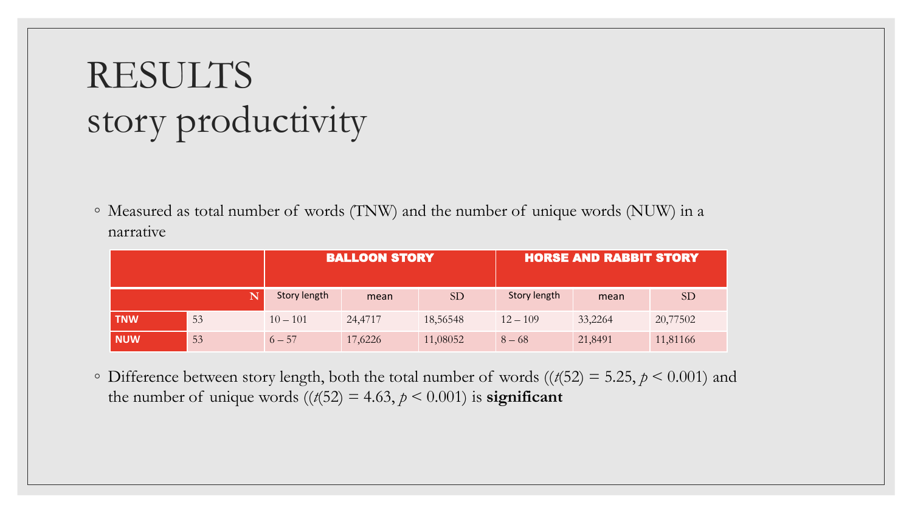# RESULTS
story productivity

- Measured as total number of words (TNW) and the number of unique words (NUW) in a narrative

| | | BALLOON STORY | | | HORSE AND RABBIT STORY | | |
|---|---|---|---|---|---|---|---|
| | N | Story length | mean | SD | Story length | mean | SD |
| **TNW** | 53 | 10 – 101 | 24,4717 | 18,56548 | 12 – 109 | 33,2264 | 20,77502 |
| **NUW** | 53 | 6 – 57 | 17,6226 | 11,08052 | 8 – 68 | 21,8491 | 11,81166 |

- Difference between story length, both the total number of words (($t(52) = 5.25$, $p < 0.001$) and the number of unique words (($t(52) = 4.63$, $p < 0.001$) is **significant**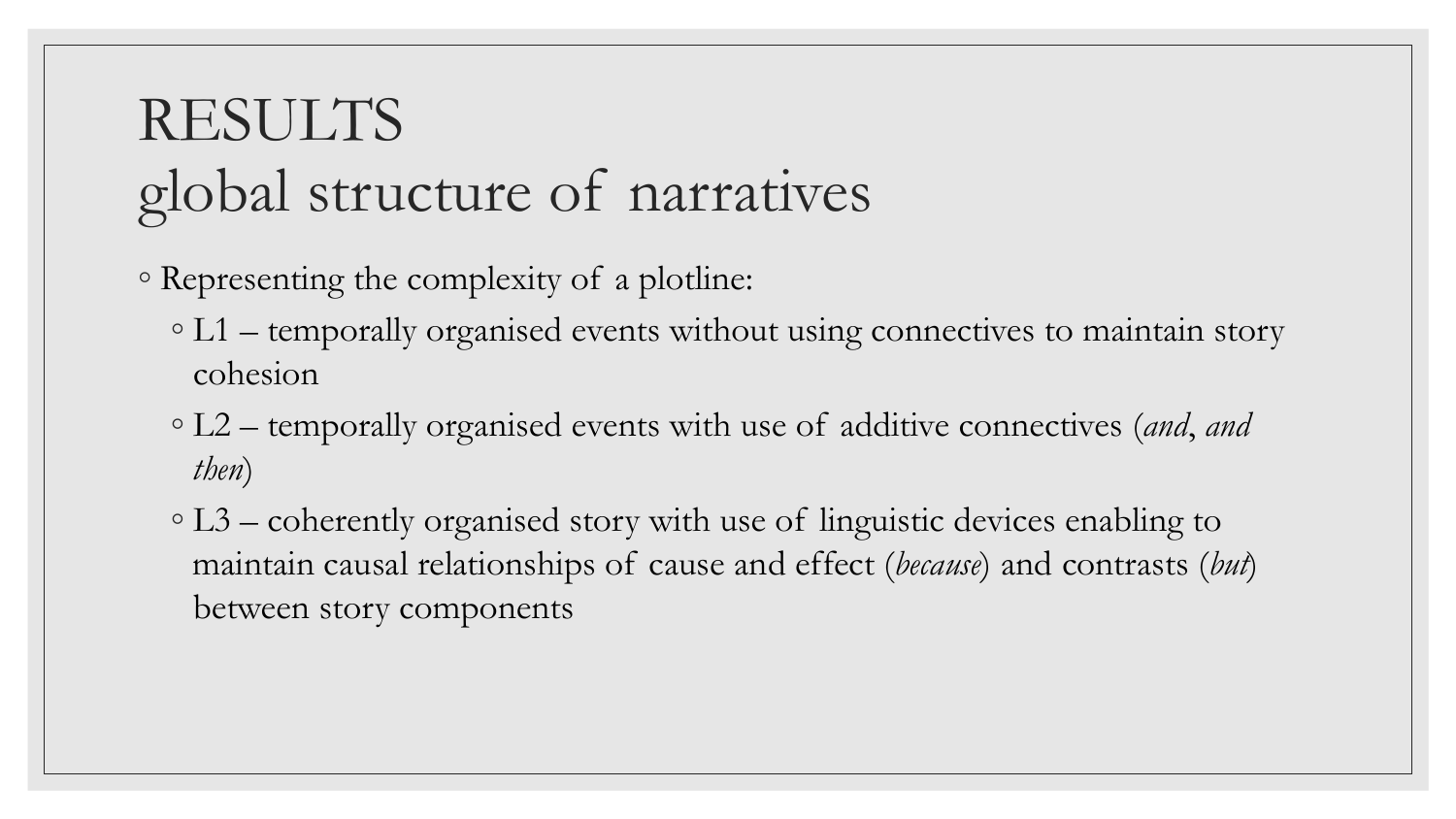# RESULTS
## global structure of narratives

- Representing the complexity of a plotline:
  - L1 – temporally organised events without using connectives to maintain story cohesion
  - L2 – temporally organised events with use of additive connectives (*and*, *and then*)
  - L3 – coherently organised story with use of linguistic devices enabling to maintain causal relationships of cause and effect (*because*) and contrasts (*but*) between story components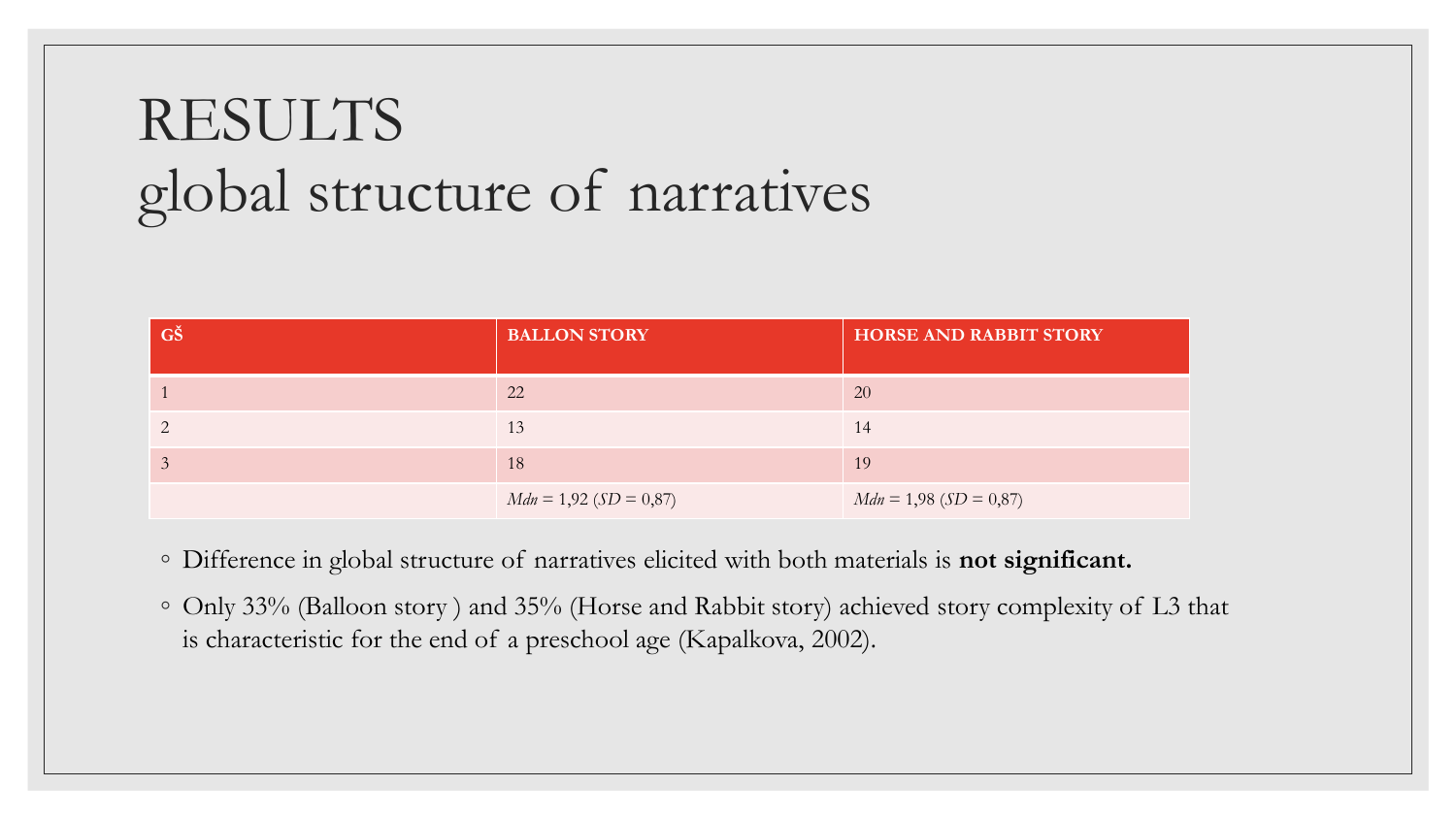# RESULTS
# global structure of narratives

| GŠ | BALLON STORY | HORSE AND RABBIT STORY |
|---|---|---|
| 1 | 22 | 20 |
| 2 | 13 | 14 |
| 3 | 18 | 19 |
| | *Mdn* = 1,92 (*SD* = 0,87) | *Mdn* = 1,98 (*SD* = 0,87) |

- Difference in global structure of narratives elicited with both materials is **not significant.**
- Only 33% (Balloon story ) and 35% (Horse and Rabbit story) achieved story complexity of L3 that is characteristic for the end of a preschool age (Kapalkova, 2002).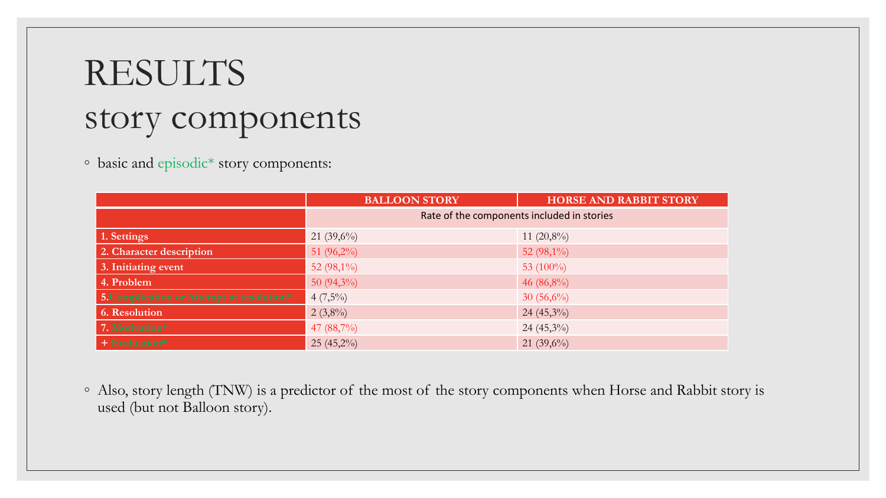# RESULTS
## story components

- basic and episodic* story components:

| | BALLOON STORY | HORSE AND RABBIT STORY |
|---|---|---|
| | Rate of the components included in stories | |
| **1. Settings** | 21 (39,6%) | 11 (20,8%) |
| **2. Character description** | 51 (96,2%) | 52 (98,1%) |
| **3. Initiating event** | 52 (98,1%) | 53 (100%) |
| **4. Problem** | 50 (94,3%) | 46 (86,8%) |
| **5.Complication or Attempt at resolution*** | 4 (7,5%) | 30 (56,6%) |
| **6. Resolution** | 2 (3,8%) | 24 (45,3%) |
| **7. Motivation*** | 47 (88,7%) | 24 (45,3%) |
| **+ Evaluation*** | 25 (45,2%) | 21 (39,6%) |

- Also, story length (TNW) is a predictor of the most of the story components when Horse and Rabbit story is used (but not Balloon story).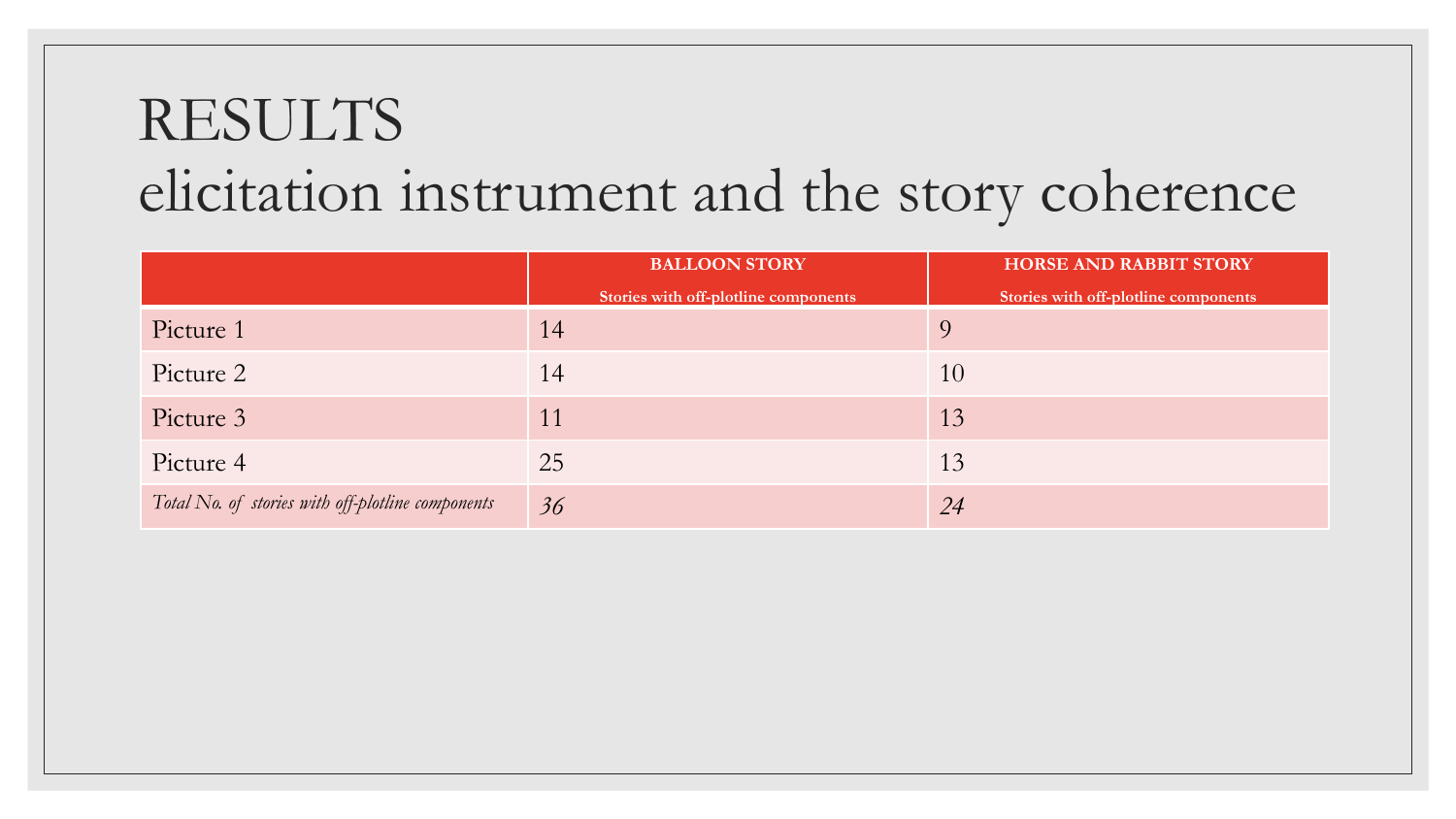# RESULTS
## elicitation instrument and the story coherence

| | **BALLOON STORY**<br>**Stories with off-plotline components** | **HORSE AND RABBIT STORY**<br>**Stories with off-plotline components** |
|---|---|---|
| Picture 1 | 14 | 9 |
| Picture 2 | 14 | 10 |
| Picture 3 | 11 | 13 |
| Picture 4 | 25 | 13 |
| *Total No. of stories with off-plotline components* | *36* | *24* |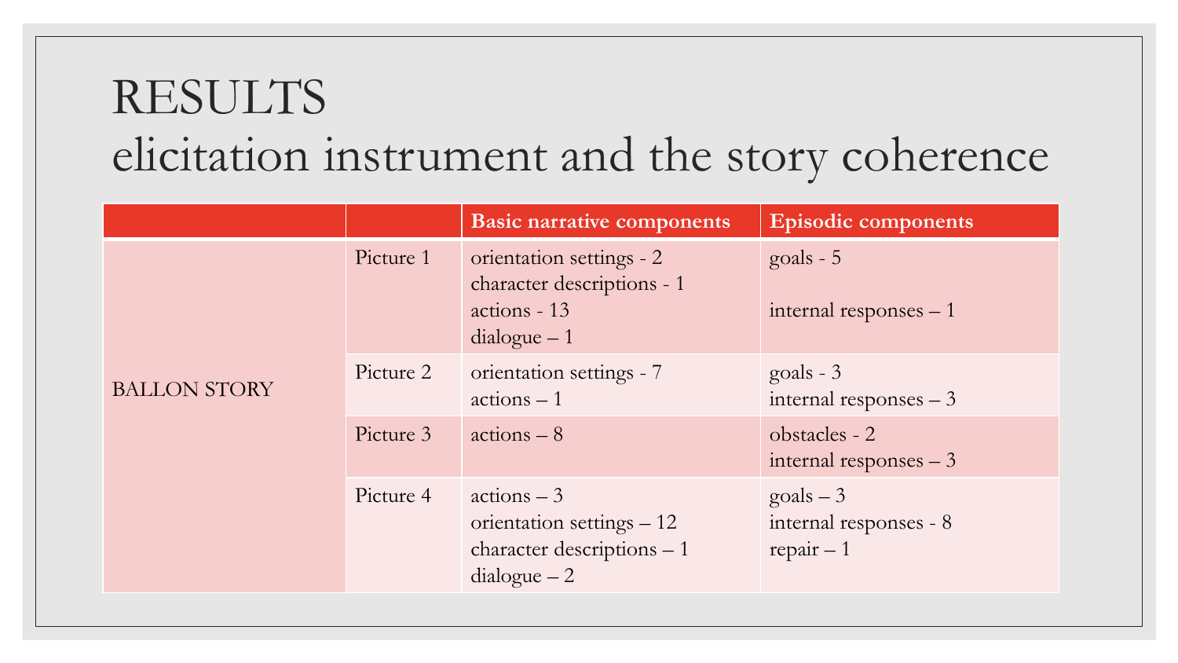# RESULTS
## elicitation instrument and the story coherence

| | | Basic narrative components | Episodic components |
|---|---|---|---|
| BALLON STORY | Picture 1 | orientation settings - 2<br>character descriptions - 1<br>actions - 13<br>dialogue – 1 | goals - 5<br><br>internal responses – 1 |
| | Picture 2 | orientation settings - 7<br>actions – 1 | goals - 3<br>internal responses – 3 |
| | Picture 3 | actions – 8 | obstacles - 2<br>internal responses – 3 |
| | Picture 4 | actions – 3<br>orientation settings – 12<br>character descriptions – 1<br>dialogue – 2 | goals – 3<br>internal responses - 8<br>repair – 1 |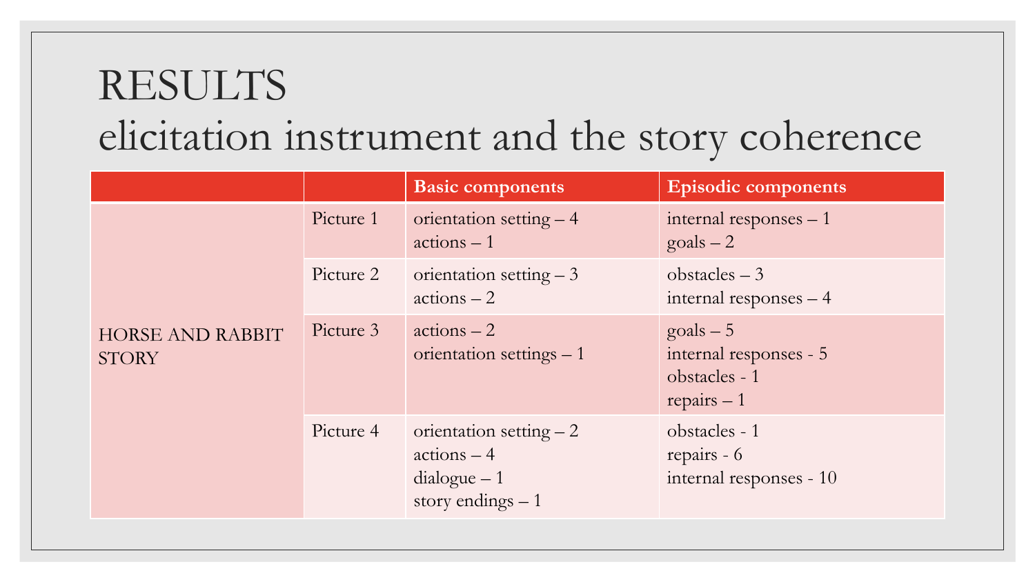# RESULTS
## elicitation instrument and the story coherence

| | | Basic components | Episodic components |
|---|---|---|---|
| HORSE AND RABBIT STORY | Picture 1 | orientation setting – 4<br>actions – 1 | internal responses – 1<br>goals – 2 |
| | Picture 2 | orientation setting – 3<br>actions – 2 | obstacles – 3<br>internal responses – 4 |
| | Picture 3 | actions – 2<br>orientation settings – 1 | goals – 5<br>internal responses - 5<br>obstacles - 1<br>repairs – 1 |
| | Picture 4 | orientation setting – 2<br>actions – 4<br>dialogue – 1<br>story endings – 1 | obstacles - 1<br>repairs - 6<br>internal responses - 10 |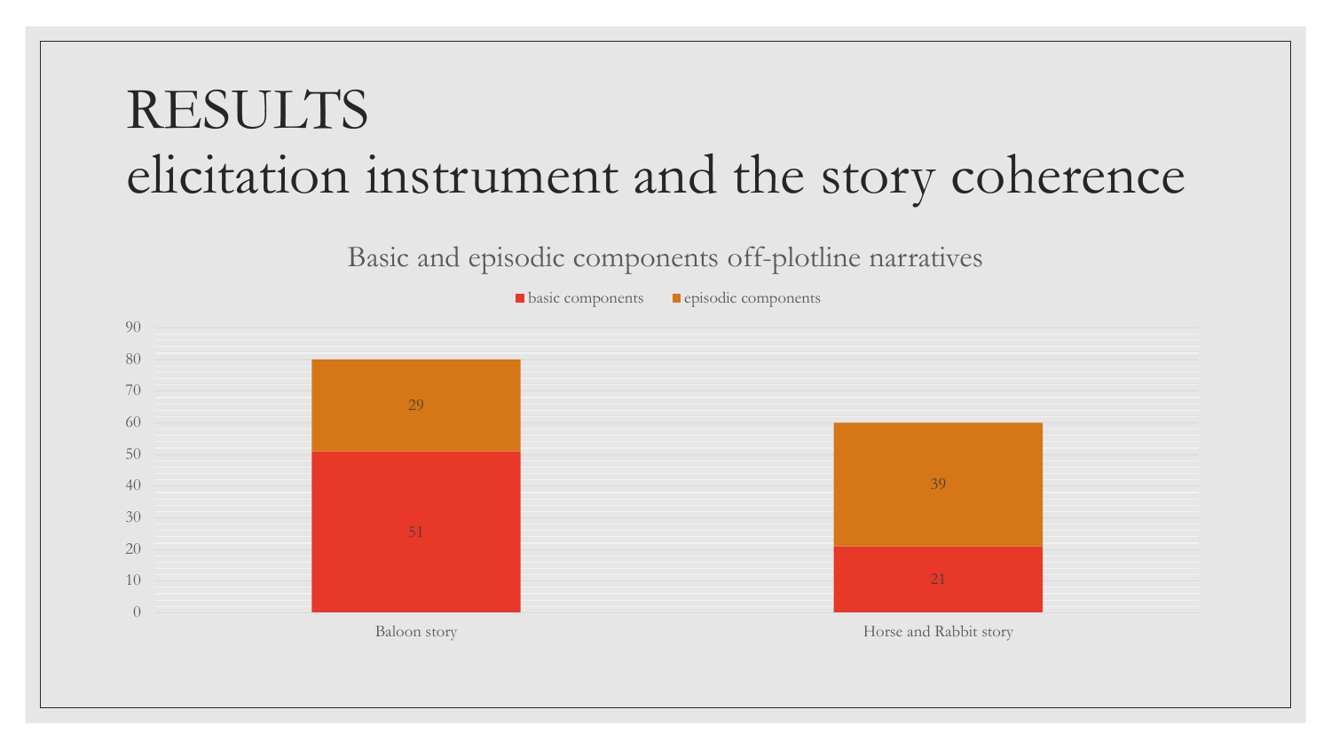# RESULTS
## elicitation instrument and the story coherence

Basic and episodic components off-plotline narratives

| | basic components | episodic components |
|---|---|---|
| Baloon story | 51 | 29 |
| Horse and Rabbit story | 21 | 39 |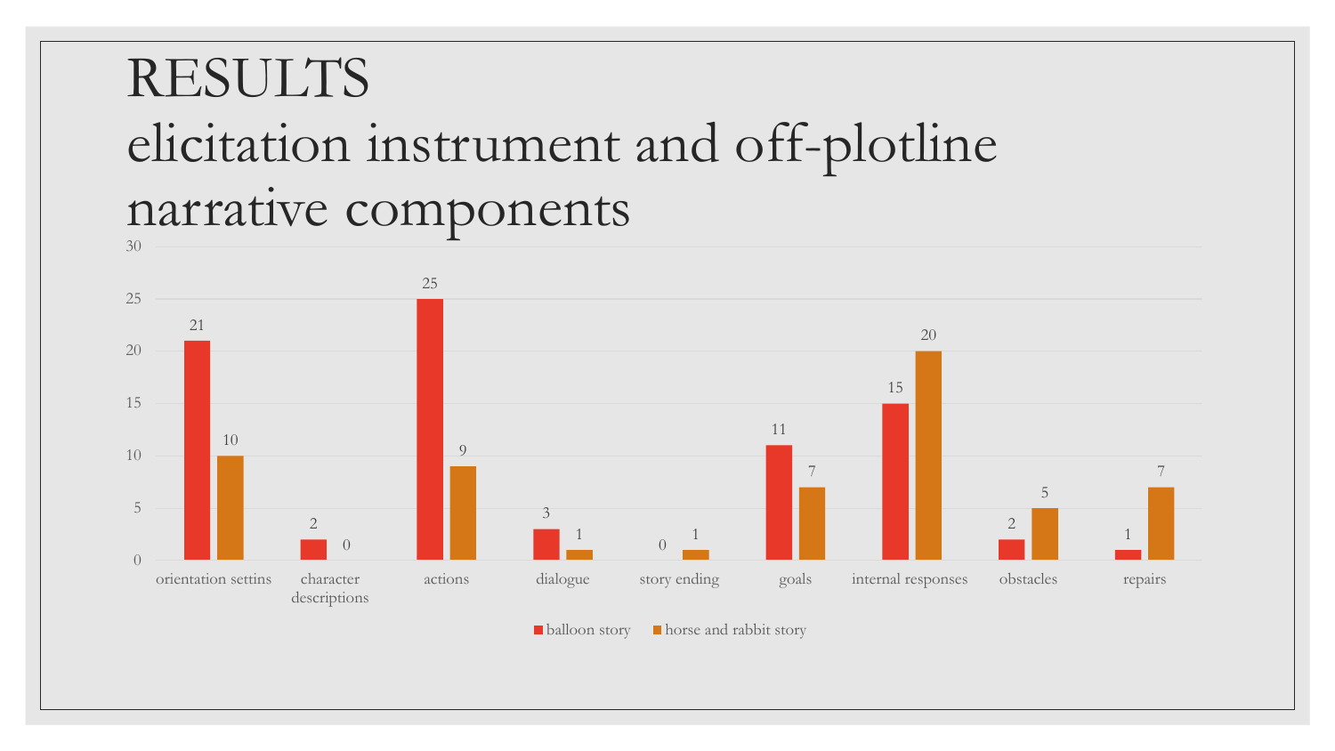# RESULTS
## elicitation instrument and off-plotline narrative components

| | balloon story | horse and rabbit story |
|---|---|---|
| orientation settins | 21 | 10 |
| character descriptions | 2 | 0 |
| actions | 25 | 9 |
| dialogue | 3 | 1 |
| story ending | 0 | 1 |
| goals | 11 | 7 |
| internal responses | 15 | 20 |
| obstacles | 2 | 5 |
| repairs | 1 | 7 |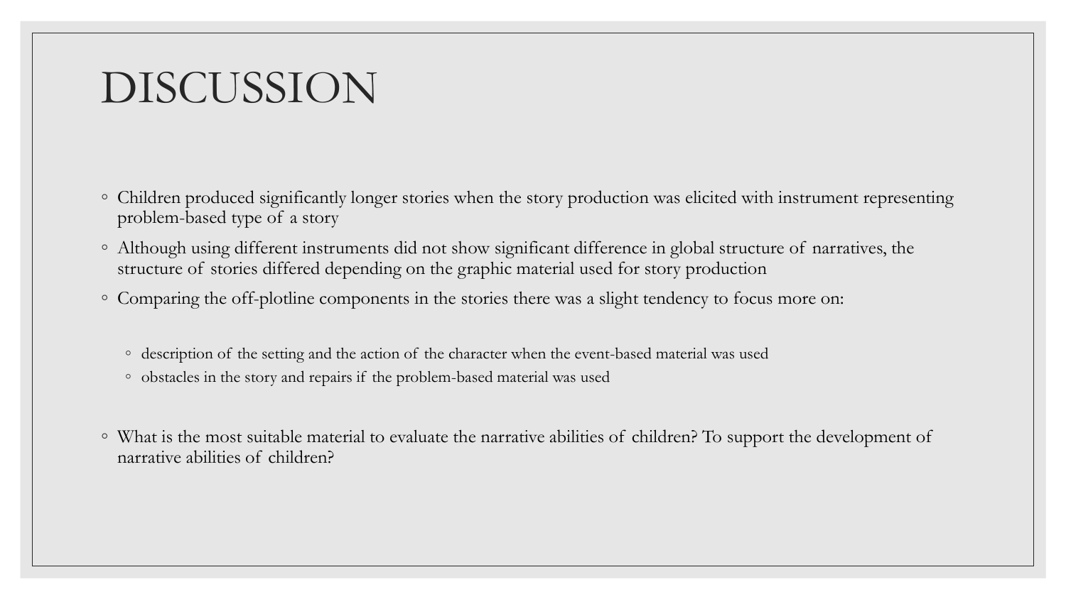# DISCUSSION

- Children produced significantly longer stories when the story production was elicited with instrument representing problem-based type of a story
- Although using different instruments did not show significant difference in global structure of narratives, the structure of stories differed depending on the graphic material used for story production
- Comparing the off-plotline components in the stories there was a slight tendency to focus more on:
  - description of the setting and the action of the character when the event-based material was used
  - obstacles in the story and repairs if the problem-based material was used
- What is the most suitable material to evaluate the narrative abilities of children? To support the development of narrative abilities of children?